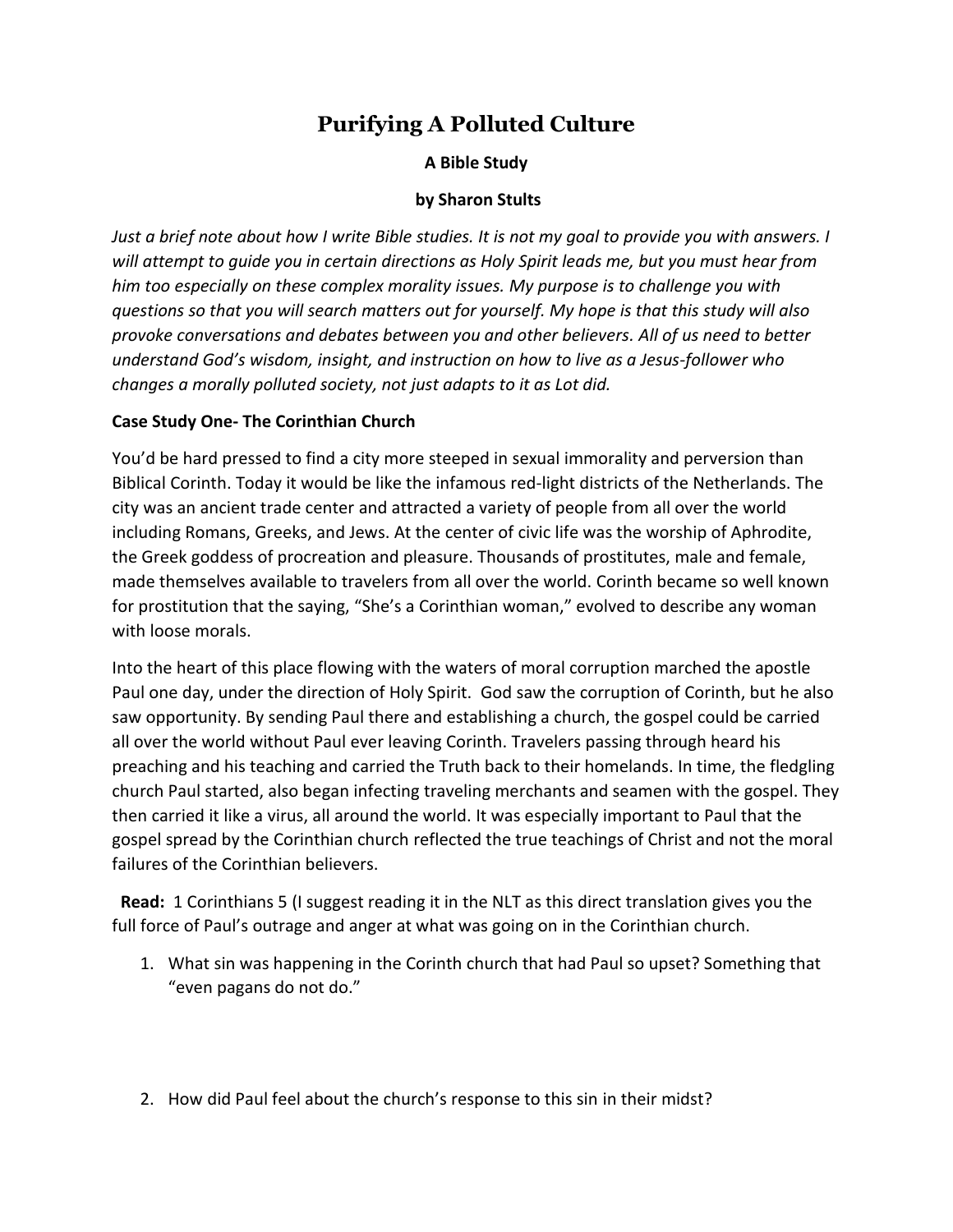# Purifying A Polluted Culture

**A Bible Study**

**by Sharon Stults**

*Just a brief note about how I write Bible studies. It is not my goal to provide you with answers. I will attempt to guide you in certain directions as Holy Spirit leads me, but you must hear from him too especially on these complex morality issues. My purpose is to challenge you with questions so that you will search matters out for yourself. My hope is that this study will also provoke conversations and debates between you and other believers. All of us need to better understand God's wisdom, insight, and instruction on how to live as a Jesus-follower who changes a morally polluted society, not just adapts to it as Lot did.*

**Case Study One- The Corinthian Church**

You'd be hard pressed to find a city more steeped in sexual immorality and perversion than Biblical Corinth. Today it would be like the infamous red-light districts of the Netherlands. The city was an ancient trade center and attracted a variety of people from all over the world including Romans, Greeks, and Jews. At the center of civic life was the worship of Aphrodite, the Greek goddess of procreation and pleasure. Thousands of prostitutes, male and female, made themselves available to travelers from all over the world. Corinth became so well known for prostitution that the saying, "She's a Corinthian woman," evolved to describe any woman with loose morals.

Into the heart of this place flowing with the waters of moral corruption marched the apostle Paul one day, under the direction of Holy Spirit. God saw the corruption of Corinth, but he also saw opportunity. By sending Paul there and establishing a church, the gospel could be carried all over the world without Paul ever leaving Corinth. Travelers passing through heard his preaching and his teaching and carried the Truth back to their homelands. In time, the fledgling church Paul started, also began infecting traveling merchants and seamen with the gospel. They then carried it like a virus, all around the world. It was especially important to Paul that the gospel spread by the Corinthian church reflected the true teachings of Christ and not the moral failures of the Corinthian believers.

**Read:** 1 Corinthians 5 (I suggest reading it in the NLT as this direct translation gives you the full force of Paul's outrage and anger at what was going on in the Corinthian church.

1. What sin was happening in the Corinth church that had Paul so upset? Something that "even pagans do not do."

2. How did Paul feel about the church's response to this sin in their midst?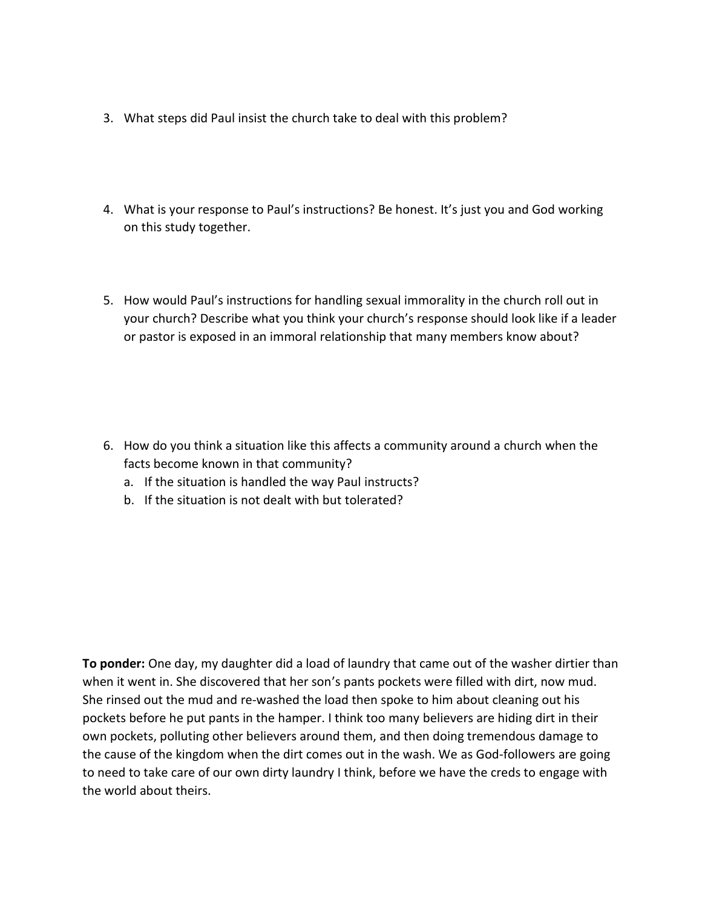3. What steps did Paul insist the church take to deal with this problem?

4. What is your response to Paul's instructions? Be honest. It's just you and God working on this study together.

5. How would Paul's instructions for handling sexual immorality in the church roll out in your church? Describe what you think your church's response should look like if a leader or pastor is exposed in an immoral relationship that many members know about?

6. How do you think a situation like this affects a community around a church when the facts become known in that community?
   a. If the situation is handled the way Paul instructs?
   b. If the situation is not dealt with but tolerated?

**To ponder:** One day, my daughter did a load of laundry that came out of the washer dirtier than when it went in. She discovered that her son's pants pockets were filled with dirt, now mud. She rinsed out the mud and re-washed the load then spoke to him about cleaning out his pockets before he put pants in the hamper. I think too many believers are hiding dirt in their own pockets, polluting other believers around them, and then doing tremendous damage to the cause of the kingdom when the dirt comes out in the wash. We as God-followers are going to need to take care of our own dirty laundry I think, before we have the creds to engage with the world about theirs.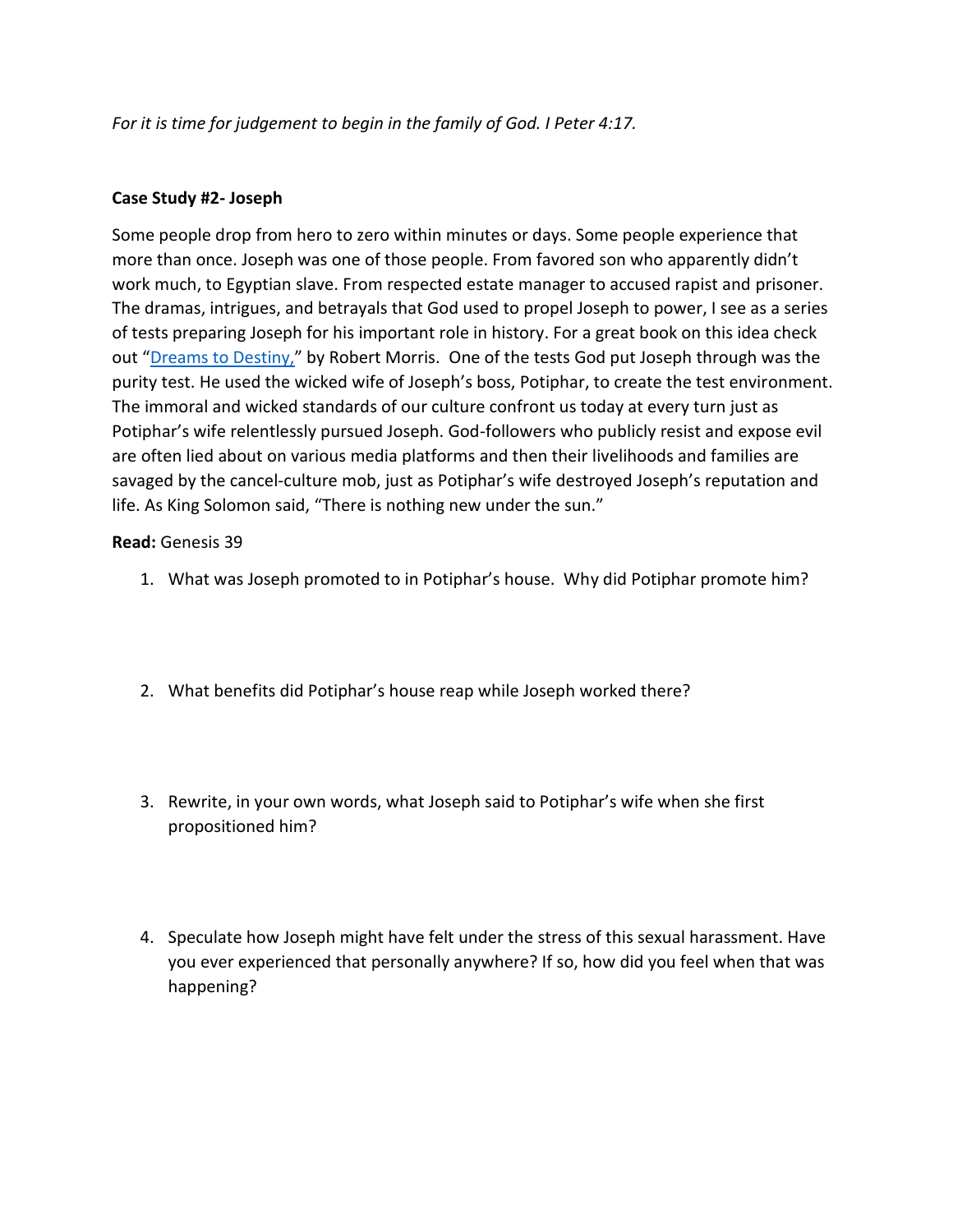*For it is time for judgement to begin in the family of God. I Peter 4:17.*

**Case Study #2- Joseph**

Some people drop from hero to zero within minutes or days. Some people experience that more than once. Joseph was one of those people. From favored son who apparently didn't work much, to Egyptian slave. From respected estate manager to accused rapist and prisoner. The dramas, intrigues, and betrayals that God used to propel Joseph to power, I see as a series of tests preparing Joseph for his important role in history. For a great book on this idea check out "Dreams to Destiny," by Robert Morris. One of the tests God put Joseph through was the purity test. He used the wicked wife of Joseph's boss, Potiphar, to create the test environment. The immoral and wicked standards of our culture confront us today at every turn just as Potiphar's wife relentlessly pursued Joseph. God-followers who publicly resist and expose evil are often lied about on various media platforms and then their livelihoods and families are savaged by the cancel-culture mob, just as Potiphar's wife destroyed Joseph's reputation and life. As King Solomon said, "There is nothing new under the sun."

**Read:** Genesis 39

1. What was Joseph promoted to in Potiphar's house. Why did Potiphar promote him?

2. What benefits did Potiphar's house reap while Joseph worked there?

3. Rewrite, in your own words, what Joseph said to Potiphar's wife when she first propositioned him?

4. Speculate how Joseph might have felt under the stress of this sexual harassment. Have you ever experienced that personally anywhere? If so, how did you feel when that was happening?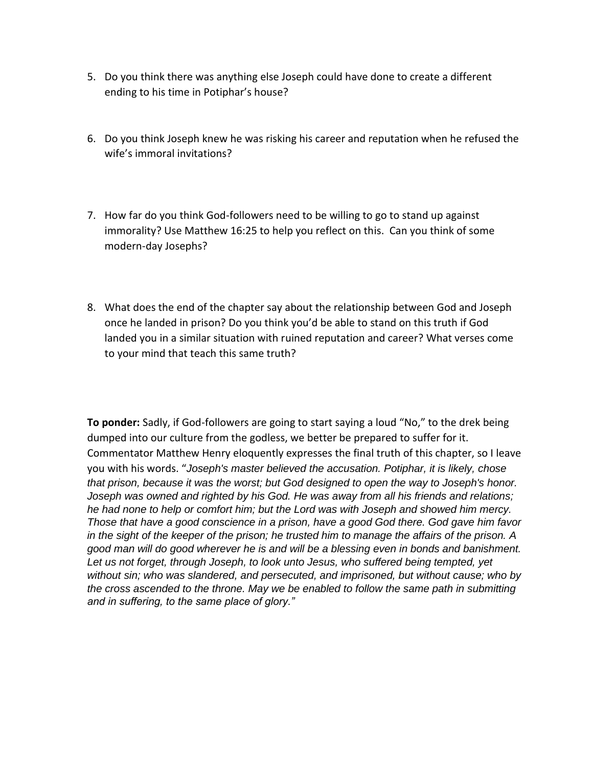5. Do you think there was anything else Joseph could have done to create a different ending to his time in Potiphar's house?

6. Do you think Joseph knew he was risking his career and reputation when he refused the wife's immoral invitations?

7. How far do you think God-followers need to be willing to go to stand up against immorality? Use Matthew 16:25 to help you reflect on this. Can you think of some modern-day Josephs?

8. What does the end of the chapter say about the relationship between God and Joseph once he landed in prison? Do you think you'd be able to stand on this truth if God landed you in a similar situation with ruined reputation and career? What verses come to your mind that teach this same truth?

**To ponder:** Sadly, if God-followers are going to start saying a loud "No," to the drek being dumped into our culture from the godless, we better be prepared to suffer for it. Commentator Matthew Henry eloquently expresses the final truth of this chapter, so I leave you with his words. "*Joseph's master believed the accusation. Potiphar, it is likely, chose that prison, because it was the worst; but God designed to open the way to Joseph's honor. Joseph was owned and righted by his God. He was away from all his friends and relations; he had none to help or comfort him; but the Lord was with Joseph and showed him mercy. Those that have a good conscience in a prison, have a good God there. God gave him favor in the sight of the keeper of the prison; he trusted him to manage the affairs of the prison. A good man will do good wherever he is and will be a blessing even in bonds and banishment. Let us not forget, through Joseph, to look unto Jesus, who suffered being tempted, yet without sin; who was slandered, and persecuted, and imprisoned, but without cause; who by the cross ascended to the throne. May we be enabled to follow the same path in submitting and in suffering, to the same place of glory.*"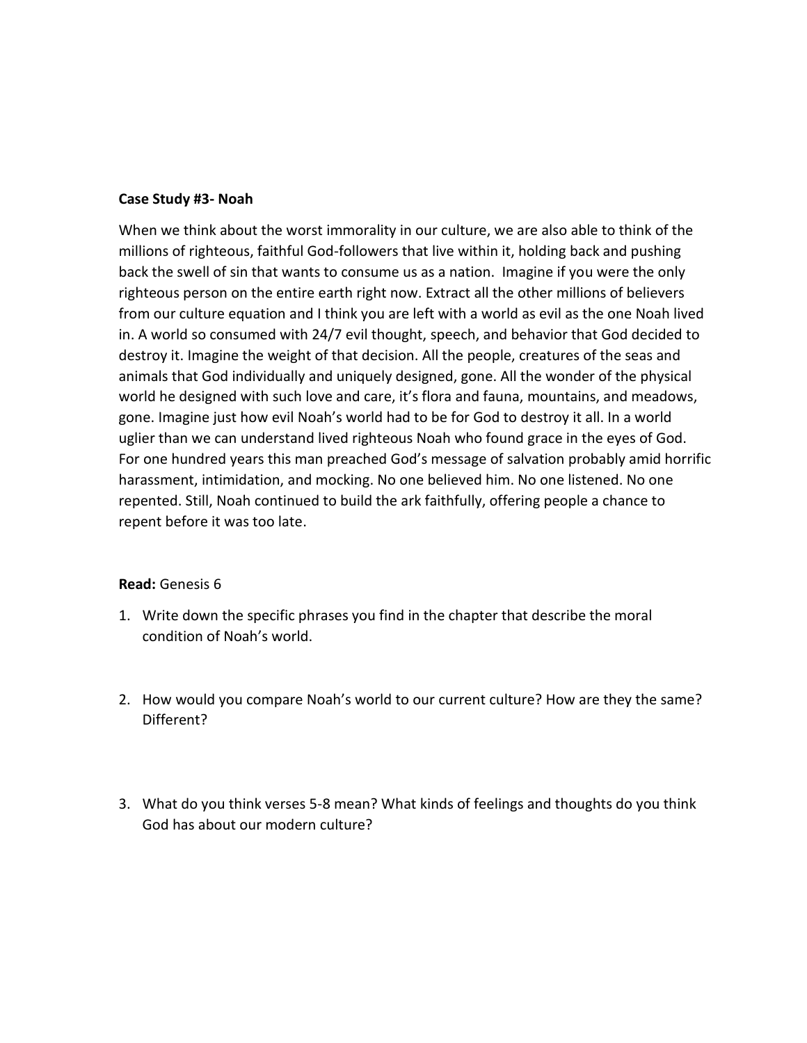**Case Study #3- Noah**

When we think about the worst immorality in our culture, we are also able to think of the millions of righteous, faithful God-followers that live within it, holding back and pushing back the swell of sin that wants to consume us as a nation. Imagine if you were the only righteous person on the entire earth right now. Extract all the other millions of believers from our culture equation and I think you are left with a world as evil as the one Noah lived in. A world so consumed with 24/7 evil thought, speech, and behavior that God decided to destroy it. Imagine the weight of that decision. All the people, creatures of the seas and animals that God individually and uniquely designed, gone. All the wonder of the physical world he designed with such love and care, it's flora and fauna, mountains, and meadows, gone. Imagine just how evil Noah's world had to be for God to destroy it all. In a world uglier than we can understand lived righteous Noah who found grace in the eyes of God. For one hundred years this man preached God's message of salvation probably amid horrific harassment, intimidation, and mocking. No one believed him. No one listened. No one repented. Still, Noah continued to build the ark faithfully, offering people a chance to repent before it was too late.

**Read:** Genesis 6

1. Write down the specific phrases you find in the chapter that describe the moral condition of Noah's world.

2. How would you compare Noah's world to our current culture? How are they the same? Different?

3. What do you think verses 5-8 mean? What kinds of feelings and thoughts do you think God has about our modern culture?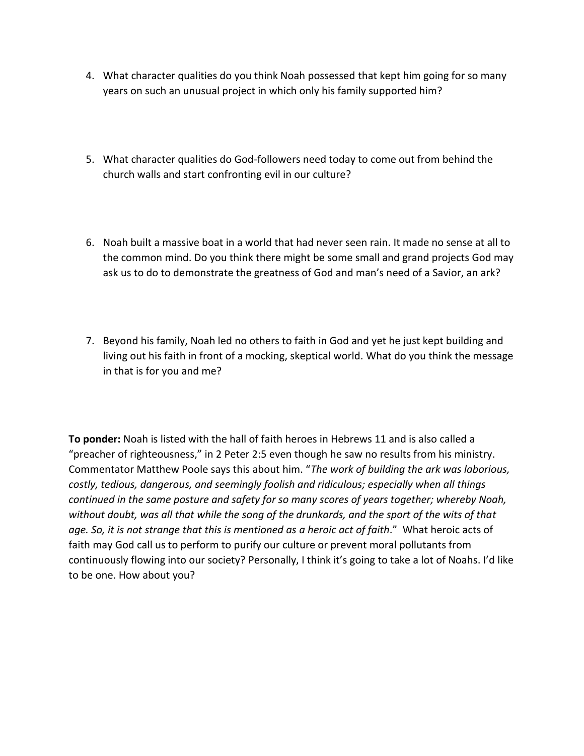4. What character qualities do you think Noah possessed that kept him going for so many years on such an unusual project in which only his family supported him?

5. What character qualities do God-followers need today to come out from behind the church walls and start confronting evil in our culture?

6. Noah built a massive boat in a world that had never seen rain. It made no sense at all to the common mind. Do you think there might be some small and grand projects God may ask us to do to demonstrate the greatness of God and man's need of a Savior, an ark?

7. Beyond his family, Noah led no others to faith in God and yet he just kept building and living out his faith in front of a mocking, skeptical world. What do you think the message in that is for you and me?

**To ponder:** Noah is listed with the hall of faith heroes in Hebrews 11 and is also called a "preacher of righteousness," in 2 Peter 2:5 even though he saw no results from his ministry. Commentator Matthew Poole says this about him. "*The work of building the ark was laborious, costly, tedious, dangerous, and seemingly foolish and ridiculous; especially when all things continued in the same posture and safety for so many scores of years together; whereby Noah, without doubt, was all that while the song of the drunkards, and the sport of the wits of that age. So, it is not strange that this is mentioned as a heroic act of faith*." What heroic acts of faith may God call us to perform to purify our culture or prevent moral pollutants from continuously flowing into our society? Personally, I think it's going to take a lot of Noahs. I'd like to be one. How about you?